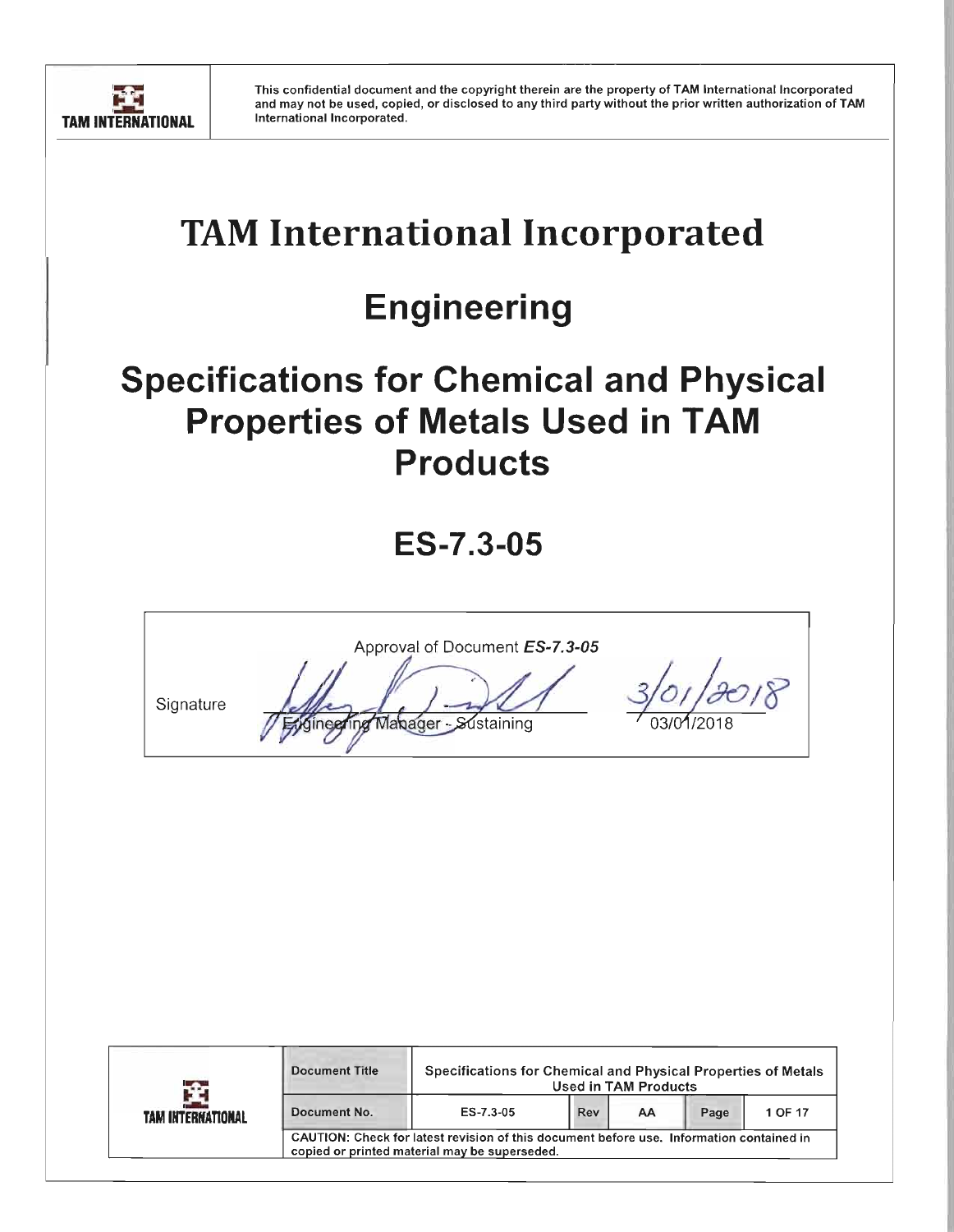This confidential document and the copyright therein are the property of TAM International Incorporated and may not be used, copied, or disclosed to any third party without the prior written authorization of TAM International Incorporated.

# TAM International Incorporated

# Engineering

# Specifications for Chemical and Physical Properties of Metals Used in TAM Products

# ES-7.3-05

| Approval of Document ***ES-7.3-05*** | | |
|---|---|---|
| Signature | Engineering Manager – Sustaining | 03/01/2018 |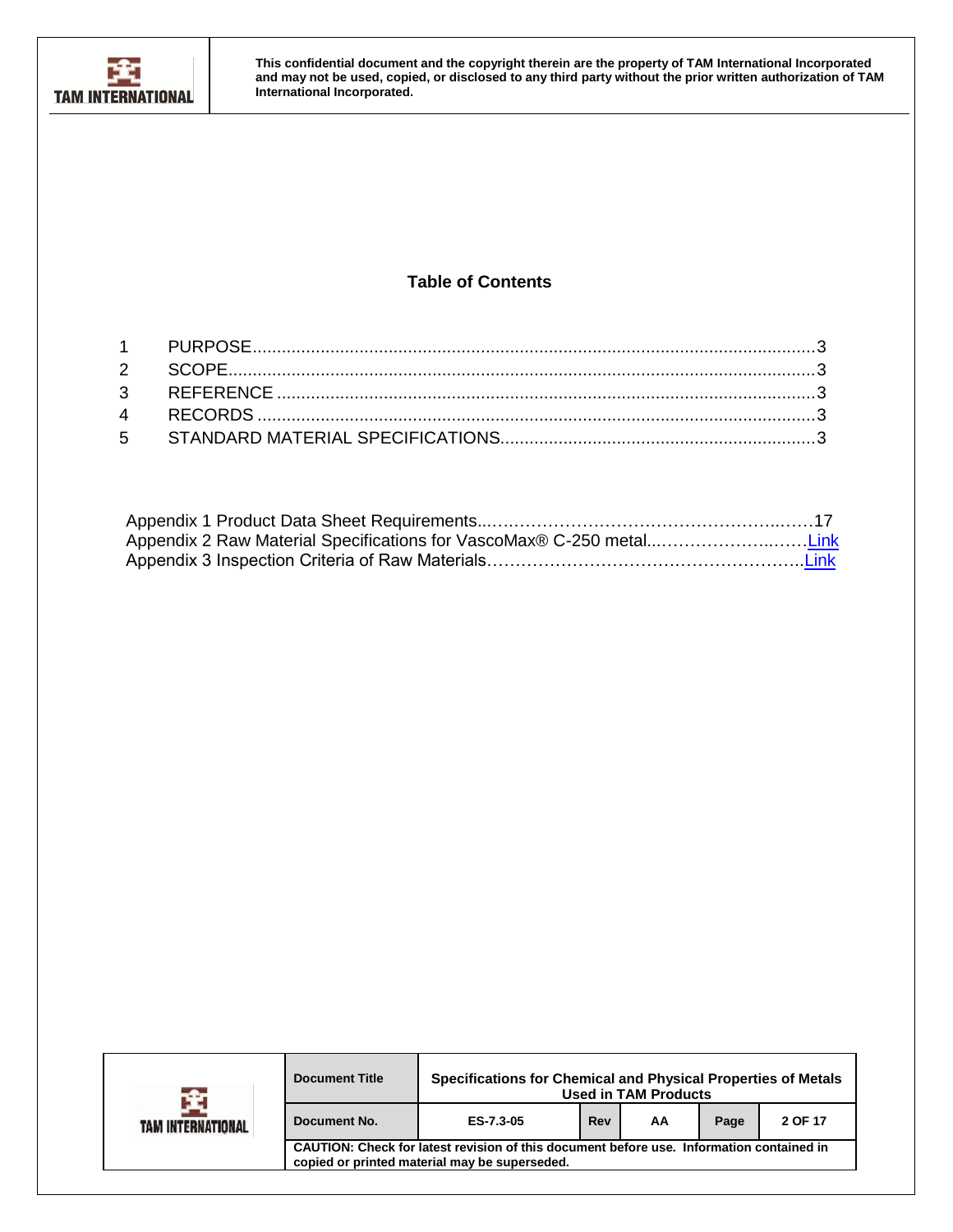## Table of Contents

| | | |
|---|---|---|
| 1 | PURPOSE | 3 |
| 2 | SCOPE | 3 |
| 3 | REFERENCE | 3 |
| 4 | RECORDS | 3 |
| 5 | STANDARD MATERIAL SPECIFICATIONS | 3 |

Appendix 1 Product Data Sheet Requirements..........................................................17

Appendix 2 Raw Material Specifications for VascoMax® C-250 metal...........................Link

Appendix 3 Inspection Criteria of Raw Materials..........................................................Link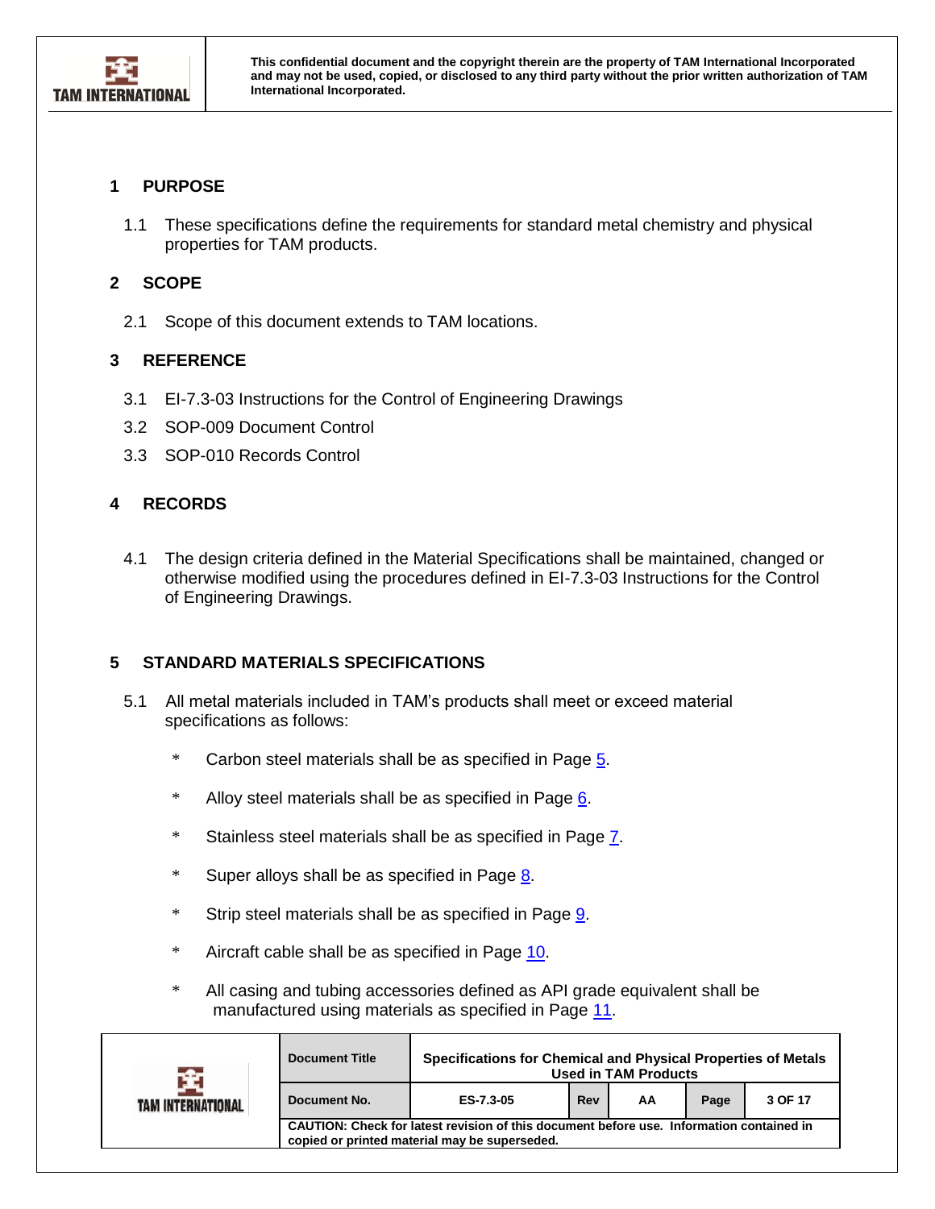## 1 PURPOSE

1.1 These specifications define the requirements for standard metal chemistry and physical properties for TAM products.

## 2 SCOPE

2.1 Scope of this document extends to TAM locations.

## 3 REFERENCE

3.1 EI-7.3-03 Instructions for the Control of Engineering Drawings

3.2 SOP-009 Document Control

3.3 SOP-010 Records Control

## 4 RECORDS

4.1 The design criteria defined in the Material Specifications shall be maintained, changed or otherwise modified using the procedures defined in EI-7.3-03 Instructions for the Control of Engineering Drawings.

## 5 STANDARD MATERIALS SPECIFICATIONS

5.1 All metal materials included in TAM's products shall meet or exceed material specifications as follows:

- Carbon steel materials shall be as specified in Page 5.
- Alloy steel materials shall be as specified in Page 6.
- Stainless steel materials shall be as specified in Page 7.
- Super alloys shall be as specified in Page 8.
- Strip steel materials shall be as specified in Page 9.
- Aircraft cable shall be as specified in Page 10.
- All casing and tubing accessories defined as API grade equivalent shall be manufactured using materials as specified in Page 11.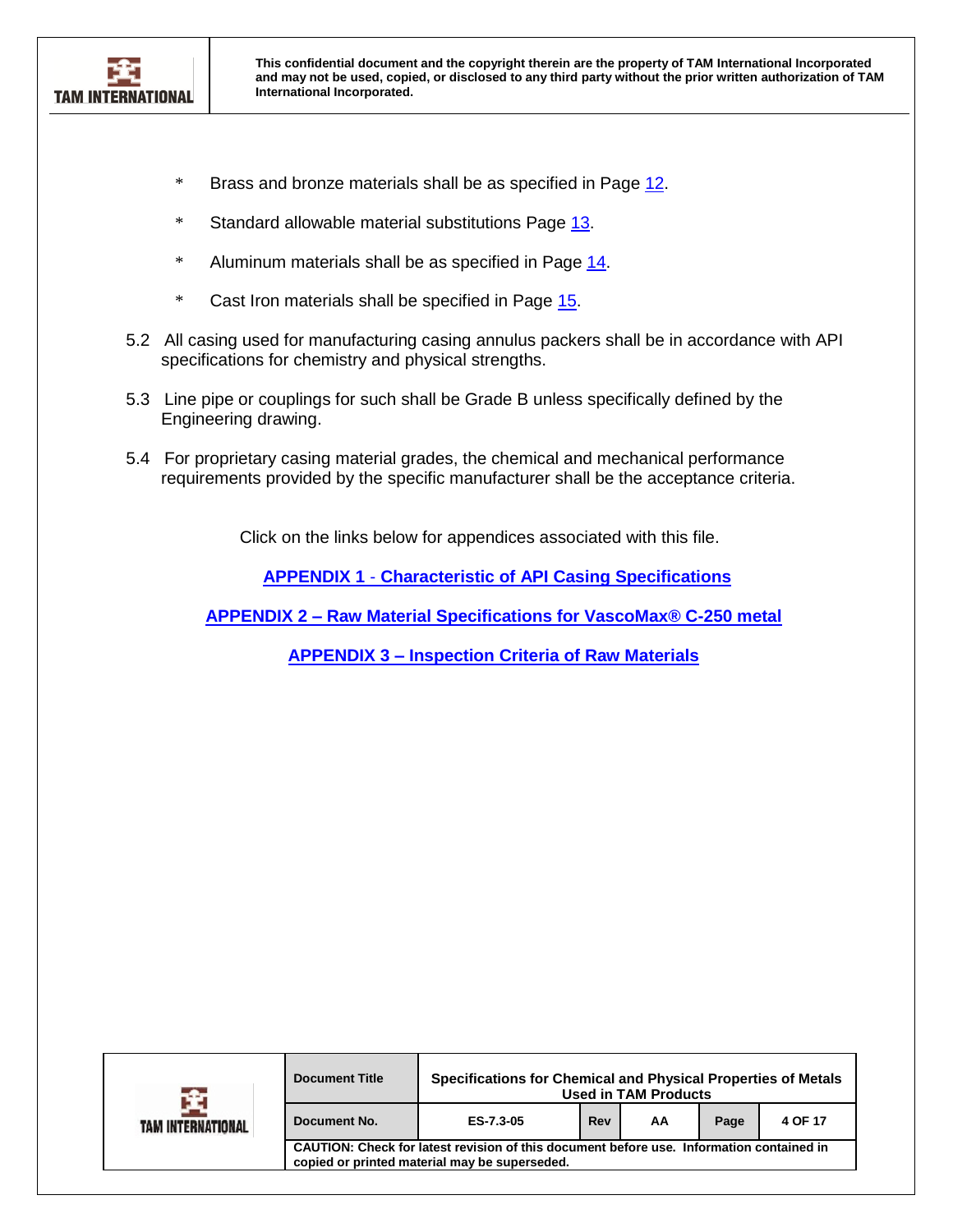* Brass and bronze materials shall be as specified in Page 12.

* Standard allowable material substitutions Page 13.

* Aluminum materials shall be as specified in Page 14.

* Cast Iron materials shall be specified in Page 15.

5.2 All casing used for manufacturing casing annulus packers shall be in accordance with API specifications for chemistry and physical strengths.

5.3 Line pipe or couplings for such shall be Grade B unless specifically defined by the Engineering drawing.

5.4 For proprietary casing material grades, the chemical and mechanical performance requirements provided by the specific manufacturer shall be the acceptance criteria.

Click on the links below for appendices associated with this file.

**APPENDIX 1 - Characteristic of API Casing Specifications**

**APPENDIX 2 – Raw Material Specifications for VascoMax® C-250 metal**

**APPENDIX 3 – Inspection Criteria of Raw Materials**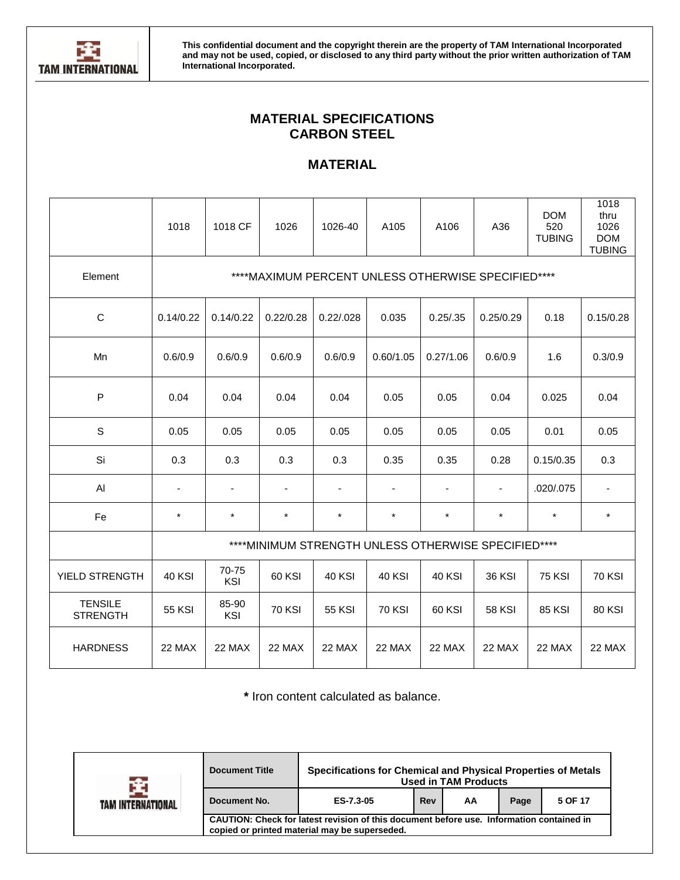This confidential document and the copyright therein are the property of TAM International Incorporated and may not be used, copied, or disclosed to any third party without the prior written authorization of TAM International Incorporated.

# MATERIAL SPECIFICATIONS
# CARBON STEEL

## MATERIAL

| | 1018 | 1018 CF | 1026 | 1026-40 | A105 | A106 | A36 | DOM 520 TUBING | 1018 thru 1026 DOM TUBING |
|---|---|---|---|---|---|---|---|---|---|
| Element | ****MAXIMUM PERCENT UNLESS OTHERWISE SPECIFIED**** | | | | | | | | |
| C | 0.14/0.22 | 0.14/0.22 | 0.22/0.28 | 0.22/.028 | 0.035 | 0.25/.35 | 0.25/0.29 | 0.18 | 0.15/0.28 |
| Mn | 0.6/0.9 | 0.6/0.9 | 0.6/0.9 | 0.6/0.9 | 0.60/1.05 | 0.27/1.06 | 0.6/0.9 | 1.6 | 0.3/0.9 |
| P | 0.04 | 0.04 | 0.04 | 0.04 | 0.05 | 0.05 | 0.04 | 0.025 | 0.04 |
| S | 0.05 | 0.05 | 0.05 | 0.05 | 0.05 | 0.05 | 0.05 | 0.01 | 0.05 |
| Si | 0.3 | 0.3 | 0.3 | 0.3 | 0.35 | 0.35 | 0.28 | 0.15/0.35 | 0.3 |
| Al | - | - | - | - | - | - | - | .020/.075 | - |
| Fe | * | * | * | * | * | * | * | * | * |
| | ****MINIMUM STRENGTH UNLESS OTHERWISE SPECIFIED**** | | | | | | | | |
| YIELD STRENGTH | 40 KSI | 70-75 KSI | 60 KSI | 40 KSI | 40 KSI | 40 KSI | 36 KSI | 75 KSI | 70 KSI |
| TENSILE STRENGTH | 55 KSI | 85-90 KSI | 70 KSI | 55 KSI | 70 KSI | 60 KSI | 58 KSI | 85 KSI | 80 KSI |
| HARDNESS | 22 MAX | 22 MAX | 22 MAX | 22 MAX | 22 MAX | 22 MAX | 22 MAX | 22 MAX | 22 MAX |

**\*** Iron content calculated as balance.

| Document Title | Specifications for Chemical and Physical Properties of Metals Used in TAM Products | | | | |
|---|---|---|---|---|---|
| Document No. | ES-7.3-05 | Rev | AA | Page | 5 OF 17 |

**CAUTION: Check for latest revision of this document before use. Information contained in copied or printed material may be superseded.**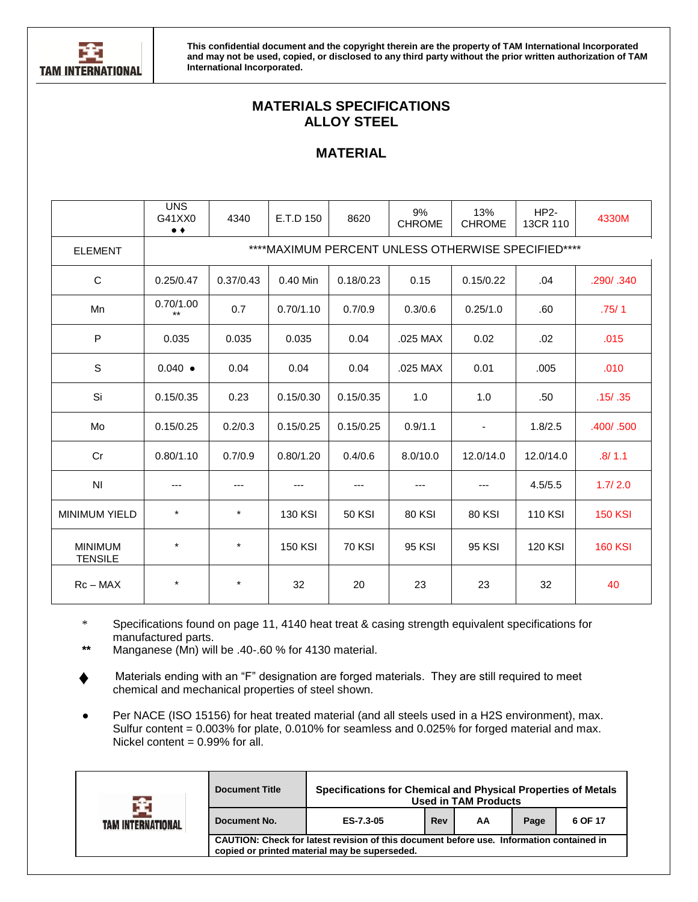This confidential document and the copyright therein are the property of TAM International Incorporated and may not be used, copied, or disclosed to any third party without the prior written authorization of TAM International Incorporated.

# MATERIALS SPECIFICATIONS
# ALLOY STEEL

## MATERIAL

| | UNS G41XX0 ● ♦ | 4340 | E.T.D 150 | 8620 | 9% CHROME | 13% CHROME | HP2-13CR 110 | 4330M |
|---|---|---|---|---|---|---|---|---|
| ELEMENT | ****MAXIMUM PERCENT UNLESS OTHERWISE SPECIFIED**** | | | | | | | |
| C | 0.25/0.47 | 0.37/0.43 | 0.40 Min | 0.18/0.23 | 0.15 | 0.15/0.22 | .04 | .290/ .340 |
| Mn | 0.70/1.00 ** | 0.7 | 0.70/1.10 | 0.7/0.9 | 0.3/0.6 | 0.25/1.0 | .60 | .75/ 1 |
| P | 0.035 | 0.035 | 0.035 | 0.04 | .025 MAX | 0.02 | .02 | .015 |
| S | 0.040 ● | 0.04 | 0.04 | 0.04 | .025 MAX | 0.01 | .005 | .010 |
| Si | 0.15/0.35 | 0.23 | 0.15/0.30 | 0.15/0.35 | 1.0 | 1.0 | .50 | .15/ .35 |
| Mo | 0.15/0.25 | 0.2/0.3 | 0.15/0.25 | 0.15/0.25 | 0.9/1.1 | - | 1.8/2.5 | .400/ .500 |
| Cr | 0.80/1.10 | 0.7/0.9 | 0.80/1.20 | 0.4/0.6 | 8.0/10.0 | 12.0/14.0 | 12.0/14.0 | .8/ 1.1 |
| NI | --- | --- | --- | --- | --- | --- | 4.5/5.5 | 1.7/ 2.0 |
| MINIMUM YIELD | * | * | 130 KSI | 50 KSI | 80 KSI | 80 KSI | 110 KSI | 150 KSI |
| MINIMUM TENSILE | * | * | 150 KSI | 70 KSI | 95 KSI | 95 KSI | 120 KSI | 160 KSI |
| Rc – MAX | * | * | 32 | 20 | 23 | 23 | 32 | 40 |

\* Specifications found on page 11, 4140 heat treat & casing strength equivalent specifications for manufactured parts.

** Manganese (Mn) will be .40-.60 % for 4130 material.

♦ Materials ending with an "F" designation are forged materials. They are still required to meet chemical and mechanical properties of steel shown.

● Per NACE (ISO 15156) for heat treated material (and all steels used in a H2S environment), max. Sulfur content = 0.003% for plate, 0.010% for seamless and 0.025% for forged material and max. Nickel content = 0.99% for all.

| Document Title | Specifications for Chemical and Physical Properties of Metals Used in TAM Products | | | | |
|---|---|---|---|---|---|
| Document No. | ES-7.3-05 | Rev | AA | Page | 6 OF 17 |

CAUTION: Check for latest revision of this document before use. Information contained in copied or printed material may be superseded.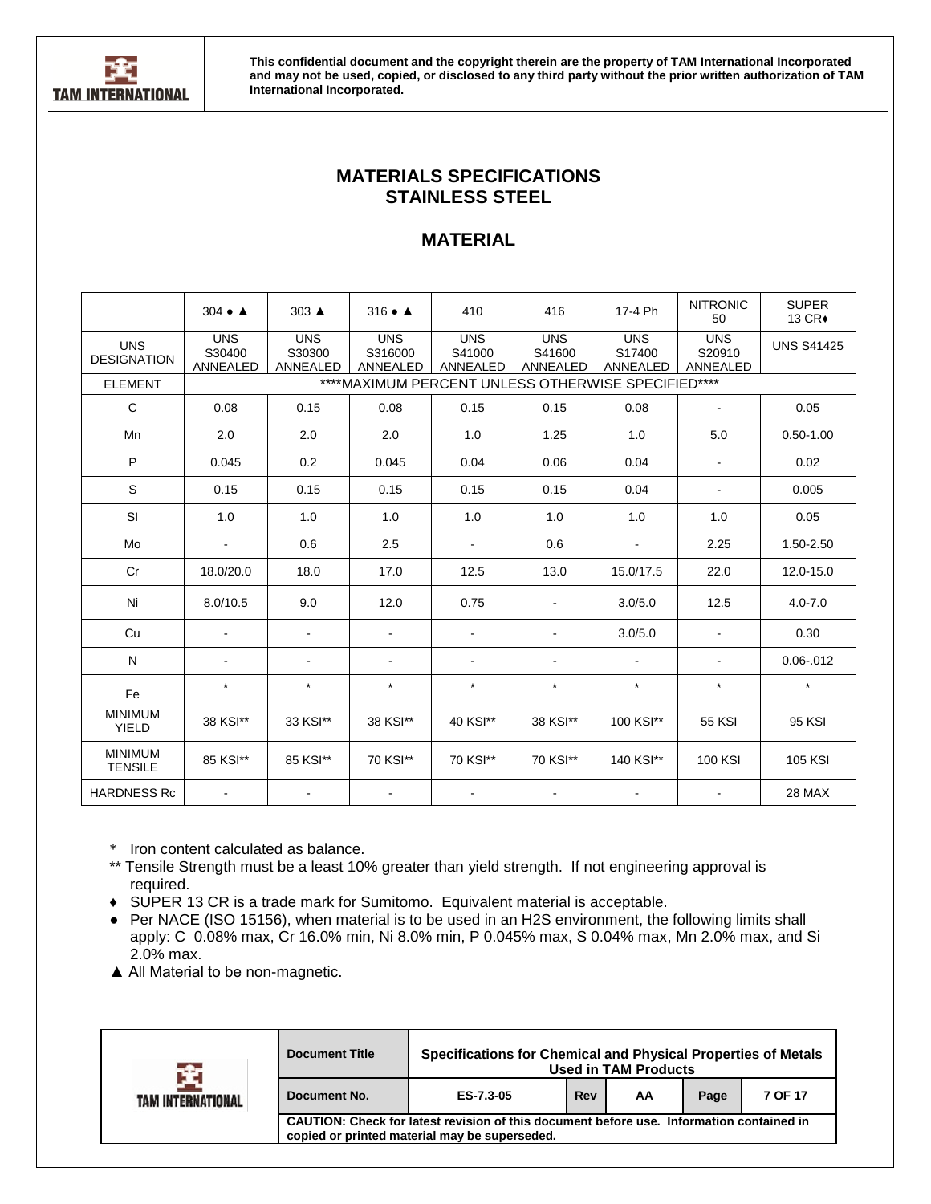This confidential document and the copyright therein are the property of TAM International Incorporated and may not be used, copied, or disclosed to any third party without the prior written authorization of TAM International Incorporated.

# MATERIALS SPECIFICATIONS STAINLESS STEEL

## MATERIAL

| | 304 ● ▲ | 303 ▲ | 316 ● ▲ | 410 | 416 | 17-4 Ph | NITRONIC 50 | SUPER 13 CR♦ |
|---|---|---|---|---|---|---|---|---|
| UNS DESIGNATION | UNS S30400 ANNEALED | UNS S30300 ANNEALED | UNS S316000 ANNEALED | UNS S41000 ANNEALED | UNS S41600 ANNEALED | UNS S17400 ANNEALED | UNS S20910 ANNEALED | UNS S41425 |
| ELEMENT | ****MAXIMUM PERCENT UNLESS OTHERWISE SPECIFIED**** | | | | | | | |
| C | 0.08 | 0.15 | 0.08 | 0.15 | 0.15 | 0.08 | - | 0.05 |
| Mn | 2.0 | 2.0 | 2.0 | 1.0 | 1.25 | 1.0 | 5.0 | 0.50-1.00 |
| P | 0.045 | 0.2 | 0.045 | 0.04 | 0.06 | 0.04 | - | 0.02 |
| S | 0.15 | 0.15 | 0.15 | 0.15 | 0.15 | 0.04 | - | 0.005 |
| SI | 1.0 | 1.0 | 1.0 | 1.0 | 1.0 | 1.0 | 1.0 | 0.05 |
| Mo | - | 0.6 | 2.5 | - | 0.6 | - | 2.25 | 1.50-2.50 |
| Cr | 18.0/20.0 | 18.0 | 17.0 | 12.5 | 13.0 | 15.0/17.5 | 22.0 | 12.0-15.0 |
| Ni | 8.0/10.5 | 9.0 | 12.0 | 0.75 | - | 3.0/5.0 | 12.5 | 4.0-7.0 |
| Cu | - | - | - | - | - | 3.0/5.0 | - | 0.30 |
| N | - | - | - | - | - | - | - | 0.06-.012 |
| Fe | * | * | * | * | * | * | * | * |
| MINIMUM YIELD | 38 KSI** | 33 KSI** | 38 KSI** | 40 KSI** | 38 KSI** | 100 KSI** | 55 KSI | 95 KSI |
| MINIMUM TENSILE | 85 KSI** | 85 KSI** | 70 KSI** | 70 KSI** | 70 KSI** | 140 KSI** | 100 KSI | 105 KSI |
| HARDNESS Rc | - | - | - | - | - | - | - | 28 MAX |

\* Iron content calculated as balance.

** Tensile Strength must be a least 10% greater than yield strength. If not engineering approval is required.

♦ SUPER 13 CR is a trade mark for Sumitomo. Equivalent material is acceptable.

● Per NACE (ISO 15156), when material is to be used in an H2S environment, the following limits shall apply: C 0.08% max, Cr 16.0% min, Ni 8.0% min, P 0.045% max, S 0.04% max, Mn 2.0% max, and Si 2.0% max.

▲ All Material to be non-magnetic.

| Document Title | Specifications for Chemical and Physical Properties of Metals Used in TAM Products | | | | |
|---|---|---|---|---|---|
| Document No. | ES-7.3-05 | Rev | AA | Page | 7 OF 17 |

CAUTION: Check for latest revision of this document before use. Information contained in copied or printed material may be superseded.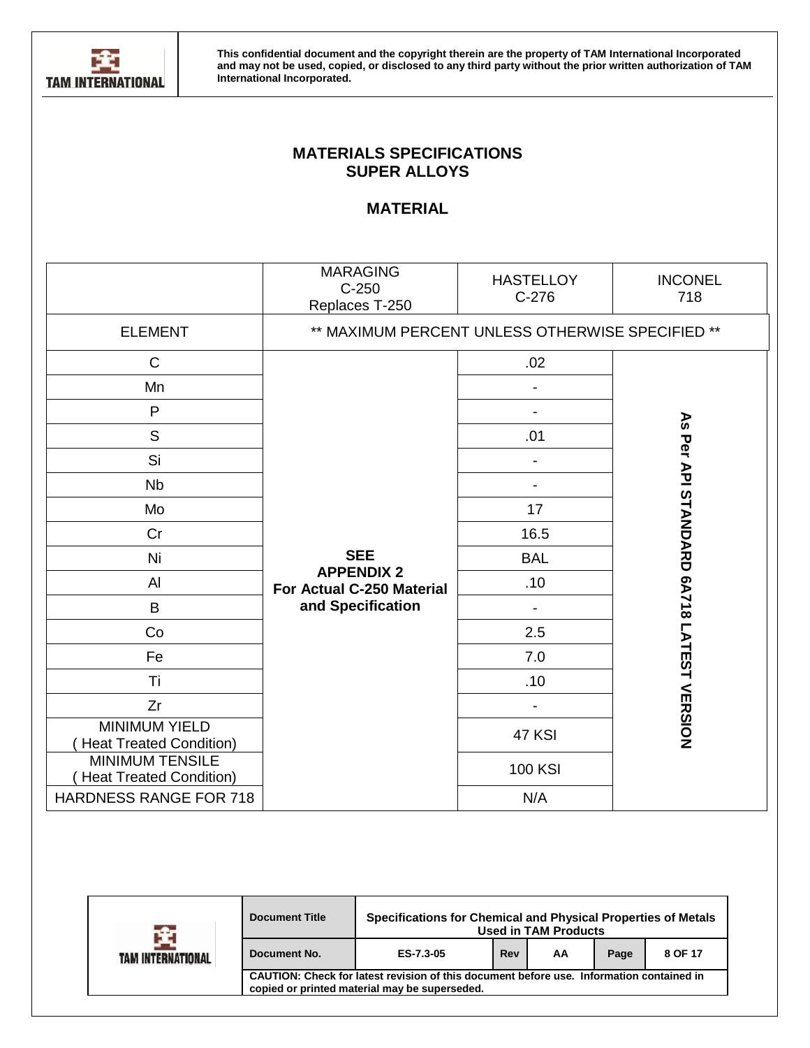This confidential document and the copyright therein are the property of TAM International Incorporated and may not be used, copied, or disclosed to any third party without the prior written authorization of TAM International Incorporated.

## MATERIALS SPECIFICATIONS
## SUPER ALLOYS

### MATERIAL

| | MARAGING C-250 Replaces T-250 | HASTELLOY C-276 | INCONEL 718 |
|---|---|---|---|
| ELEMENT | ** MAXIMUM PERCENT UNLESS OTHERWISE SPECIFIED ** | | |
| C | **SEE APPENDIX 2 For Actual C-250 Material and Specification** | .02 | **As Per API STANDARD 6A718 LATEST VERSION** |
| Mn | | - | |
| P | | - | |
| S | | .01 | |
| Si | | - | |
| Nb | | - | |
| Mo | | 17 | |
| Cr | | 16.5 | |
| Ni | | BAL | |
| Al | | .10 | |
| B | | - | |
| Co | | 2.5 | |
| Fe | | 7.0 | |
| Ti | | .10 | |
| Zr | | - | |
| MINIMUM YIELD ( Heat Treated Condition) | | 47 KSI | |
| MINIMUM TENSILE ( Heat Treated Condition) | | 100 KSI | |
| HARDNESS RANGE FOR 718 | | N/A | |

| Document Title | Specifications for Chemical and Physical Properties of Metals Used in TAM Products | | | | |
|---|---|---|---|---|---|
| Document No. | ES-7.3-05 | Rev | AA | Page | 8 OF 17 |

CAUTION: Check for latest revision of this document before use. Information contained in copied or printed material may be superseded.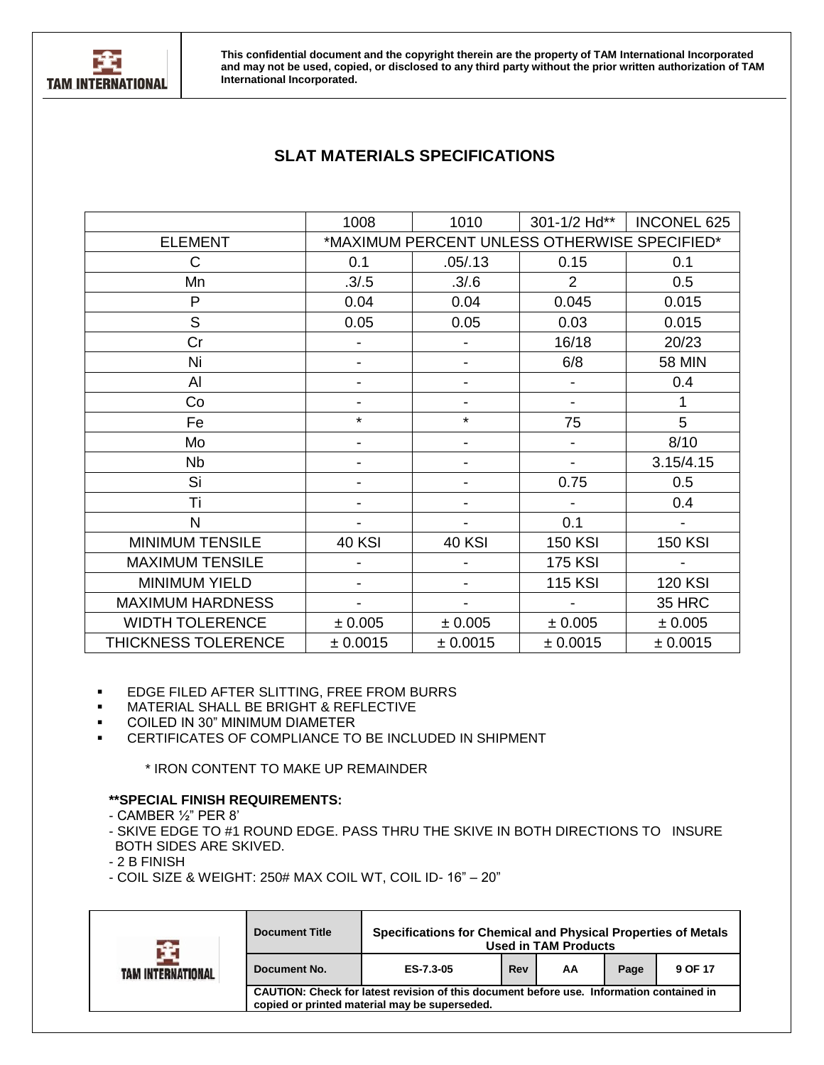This confidential document and the copyright therein are the property of TAM International Incorporated and may not be used, copied, or disclosed to any third party without the prior written authorization of TAM International Incorporated.

## SLAT MATERIALS SPECIFICATIONS

| | 1008 | 1010 | 301-1/2 Hd** | INCONEL 625 |
|---|---|---|---|---|
| ELEMENT | *MAXIMUM PERCENT UNLESS OTHERWISE SPECIFIED* | | | |
| C | 0.1 | .05/.13 | 0.15 | 0.1 |
| Mn | .3/.5 | .3/.6 | 2 | 0.5 |
| P | 0.04 | 0.04 | 0.045 | 0.015 |
| S | 0.05 | 0.05 | 0.03 | 0.015 |
| Cr | - | - | 16/18 | 20/23 |
| Ni | - | - | 6/8 | 58 MIN |
| Al | - | - | - | 0.4 |
| Co | - | - | - | 1 |
| Fe | * | * | 75 | 5 |
| Mo | - | - | - | 8/10 |
| Nb | - | - | - | 3.15/4.15 |
| Si | - | - | 0.75 | 0.5 |
| Ti | - | - | - | 0.4 |
| N | - | - | 0.1 | - |
| MINIMUM TENSILE | 40 KSI | 40 KSI | 150 KSI | 150 KSI |
| MAXIMUM TENSILE | - | - | 175 KSI | - |
| MINIMUM YIELD | - | - | 115 KSI | 120 KSI |
| MAXIMUM HARDNESS | - | - | - | 35 HRC |
| WIDTH TOLERENCE | ± 0.005 | ± 0.005 | ± 0.005 | ± 0.005 |
| THICKNESS TOLERENCE | ± 0.0015 | ± 0.0015 | ± 0.0015 | ± 0.0015 |

- EDGE FILED AFTER SLITTING, FREE FROM BURRS
- MATERIAL SHALL BE BRIGHT & REFLECTIVE
- COILED IN 30" MINIMUM DIAMETER
- CERTIFICATES OF COMPLIANCE TO BE INCLUDED IN SHIPMENT

\* IRON CONTENT TO MAKE UP REMAINDER

**\*\*SPECIAL FINISH REQUIREMENTS:**

- CAMBER ½" PER 8'
- SKIVE EDGE TO #1 ROUND EDGE. PASS THRU THE SKIVE IN BOTH DIRECTIONS TO INSURE BOTH SIDES ARE SKIVED.
- 2 B FINISH
- COIL SIZE & WEIGHT: 250# MAX COIL WT, COIL ID- 16" – 20"

| Document Title | Specifications for Chemical and Physical Properties of Metals Used in TAM Products | | | | |
|---|---|---|---|---|---|
| Document No. | ES-7.3-05 | Rev | AA | Page | 9 OF 17 |

CAUTION: Check for latest revision of this document before use. Information contained in copied or printed material may be superseded.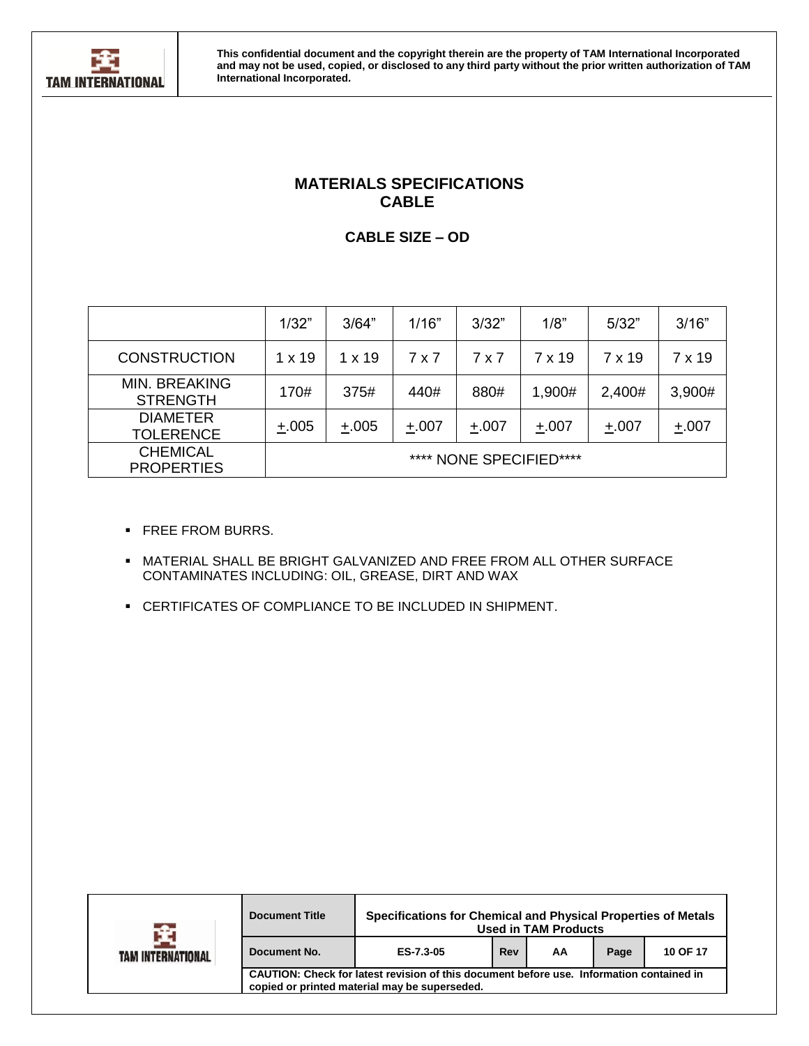# MATERIALS SPECIFICATIONS
# CABLE

## CABLE SIZE – OD

| | 1/32" | 3/64" | 1/16" | 3/32" | 1/8" | 5/32" | 3/16" |
|---|---|---|---|---|---|---|---|
| CONSTRUCTION | 1 x 19 | 1 x 19 | 7 x 7 | 7 x 7 | 7 x 19 | 7 x 19 | 7 x 19 |
| MIN. BREAKING STRENGTH | 170# | 375# | 440# | 880# | 1,900# | 2,400# | 3,900# |
| DIAMETER TOLERENCE | ±.005 | ±.005 | ±.007 | ±.007 | ±.007 | ±.007 | ±.007 |
| CHEMICAL PROPERTIES | **** NONE SPECIFIED**** | | | | | | |

- FREE FROM BURRS.
- MATERIAL SHALL BE BRIGHT GALVANIZED AND FREE FROM ALL OTHER SURFACE CONTAMINATES INCLUDING: OIL, GREASE, DIRT AND WAX
- CERTIFICATES OF COMPLIANCE TO BE INCLUDED IN SHIPMENT.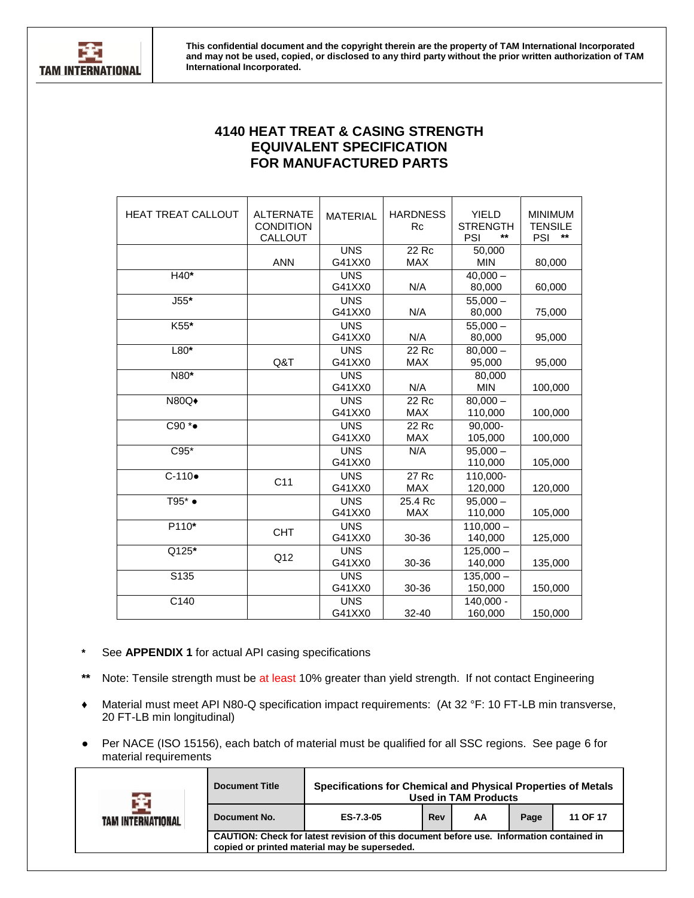This confidential document and the copyright therein are the property of TAM International Incorporated and may not be used, copied, or disclosed to any third party without the prior written authorization of TAM International Incorporated.

# 4140 HEAT TREAT & CASING STRENGTH EQUIVALENT SPECIFICATION FOR MANUFACTURED PARTS

| HEAT TREAT CALLOUT | ALTERNATE CONDITION CALLOUT | MATERIAL | HARDNESS Rc | YIELD STRENGTH PSI ** | MINIMUM TENSILE PSI ** |
|---|---|---|---|---|---|
| | ANN | UNS G41XX0 | 22 Rc MAX | 50,000 MIN | 80,000 |
| H40* | | UNS G41XX0 | N/A | 40,000 – 80,000 | 60,000 |
| J55* | | UNS G41XX0 | N/A | 55,000 – 80,000 | 75,000 |
| K55* | | UNS G41XX0 | N/A | 55,000 – 80,000 | 95,000 |
| L80* | Q&T | UNS G41XX0 | 22 Rc MAX | 80,000 – 95,000 | 95,000 |
| N80* | | UNS G41XX0 | N/A | 80,000 MIN | 100,000 |
| N80Q♦ | | UNS G41XX0 | 22 Rc MAX | 80,000 – 110,000 | 100,000 |
| C90 *● | | UNS G41XX0 | 22 Rc MAX | 90,000-105,000 | 100,000 |
| C95* | | UNS G41XX0 | N/A | 95,000 – 110,000 | 105,000 |
| C-110● | C11 | UNS G41XX0 | 27 Rc MAX | 110,000-120,000 | 120,000 |
| T95* ● | | UNS G41XX0 | 25.4 Rc MAX | 95,000 – 110,000 | 105,000 |
| P110* | CHT | UNS G41XX0 | 30-36 | 110,000 – 140,000 | 125,000 |
| Q125* | Q12 | UNS G41XX0 | 30-36 | 125,000 – 140,000 | 135,000 |
| S135 | | UNS G41XX0 | 30-36 | 135,000 – 150,000 | 150,000 |
| C140 | | UNS G41XX0 | 32-40 | 140,000 - 160,000 | 150,000 |

- \* See **APPENDIX 1** for actual API casing specifications
- \** Note: Tensile strength must be at least 10% greater than yield strength. If not contact Engineering
- ♦ Material must meet API N80-Q specification impact requirements: (At 32 °F: 10 FT-LB min transverse, 20 FT-LB min longitudinal)
- ● Per NACE (ISO 15156), each batch of material must be qualified for all SSC regions. See page 6 for material requirements

| Document Title | Specifications for Chemical and Physical Properties of Metals Used in TAM Products | | | | |
|---|---|---|---|---|---|
| Document No. | ES-7.3-05 | Rev | AA | Page | 11 OF 17 |

CAUTION: Check for latest revision of this document before use. Information contained in copied or printed material may be superseded.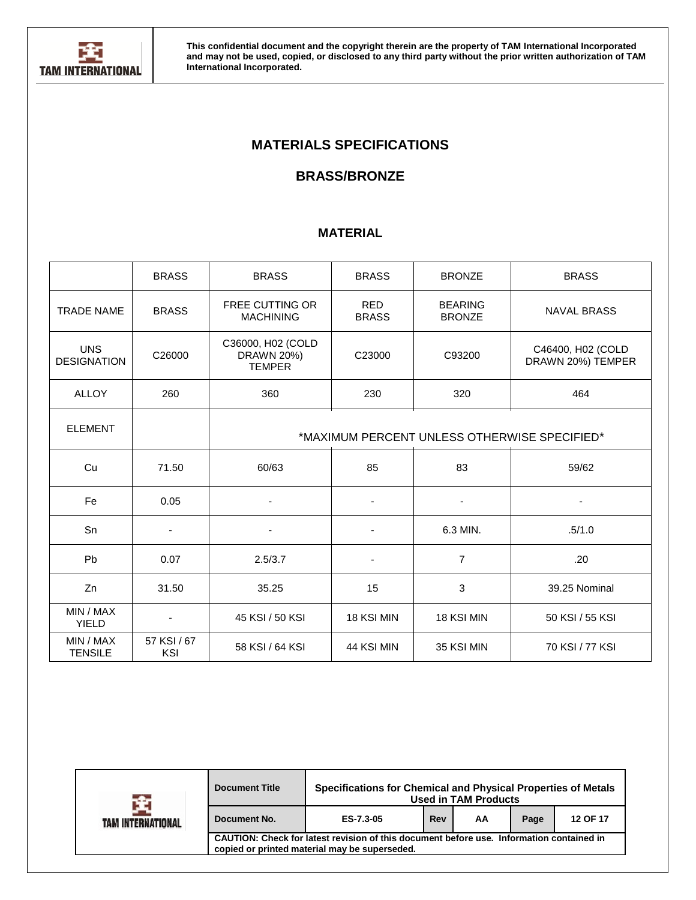# MATERIALS SPECIFICATIONS

## BRASS/BRONZE

### MATERIAL

| | BRASS | BRASS | BRASS | BRONZE | BRASS |
|---|---|---|---|---|---|
| TRADE NAME | BRASS | FREE CUTTING OR MACHINING | RED BRASS | BEARING BRONZE | NAVAL BRASS |
| UNS DESIGNATION | C26000 | C36000, H02 (COLD DRAWN 20%) TEMPER | C23000 | C93200 | C46400, H02 (COLD DRAWN 20%) TEMPER |
| ALLOY | 260 | 360 | 230 | 320 | 464 |
| ELEMENT | | *MAXIMUM PERCENT UNLESS OTHERWISE SPECIFIED* | | | |
| Cu | 71.50 | 60/63 | 85 | 83 | 59/62 |
| Fe | 0.05 | - | - | - | - |
| Sn | - | - | - | 6.3 MIN. | .5/1.0 |
| Pb | 0.07 | 2.5/3.7 | - | 7 | .20 |
| Zn | 31.50 | 35.25 | 15 | 3 | 39.25 Nominal |
| MIN / MAX YIELD | - | 45 KSI / 50 KSI | 18 KSI MIN | 18 KSI MIN | 50 KSI / 55 KSI |
| MIN / MAX TENSILE | 57 KSI / 67 KSI | 58 KSI / 64 KSI | 44 KSI MIN | 35 KSI MIN | 70 KSI / 77 KSI |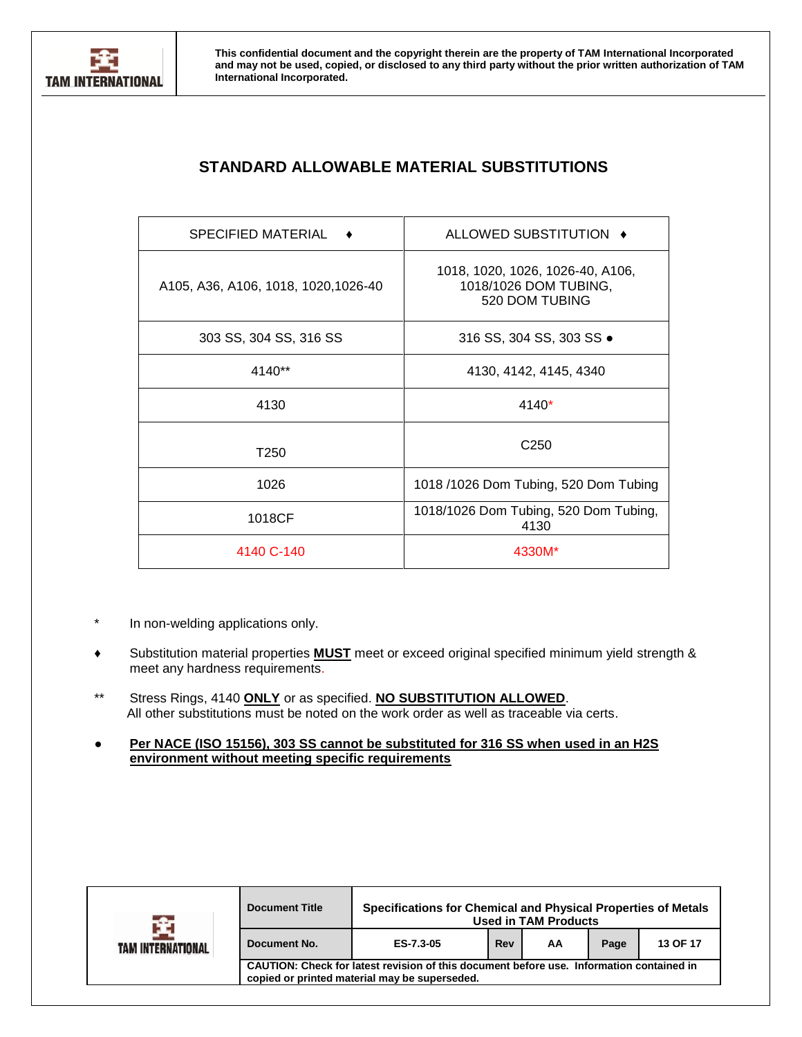## STANDARD ALLOWABLE MATERIAL SUBSTITUTIONS

| SPECIFIED MATERIAL ♦ | ALLOWED SUBSTITUTION ♦ |
|---|---|
| A105, A36, A106, 1018, 1020,1026-40 | 1018, 1020, 1026, 1026-40, A106, 1018/1026 DOM TUBING, 520 DOM TUBING |
| 303 SS, 304 SS, 316 SS | 316 SS, 304 SS, 303 SS ● |
| 4140** | 4130, 4142, 4145, 4340 |
| 4130 | 4140* |
| T250 | C250 |
| 1026 | 1018 /1026 Dom Tubing, 520 Dom Tubing |
| 1018CF | 1018/1026 Dom Tubing, 520 Dom Tubing, 4130 |
| 4140 C-140 | 4330M* |

\* In non-welding applications only.

♦ Substitution material properties **MUST** meet or exceed original specified minimum yield strength & meet any hardness requirements.

\** Stress Rings, 4140 **ONLY** or as specified. **NO SUBSTITUTION ALLOWED**.
All other substitutions must be noted on the work order as well as traceable via certs.

● **Per NACE (ISO 15156), 303 SS cannot be substituted for 316 SS when used in an H2S environment without meeting specific requirements**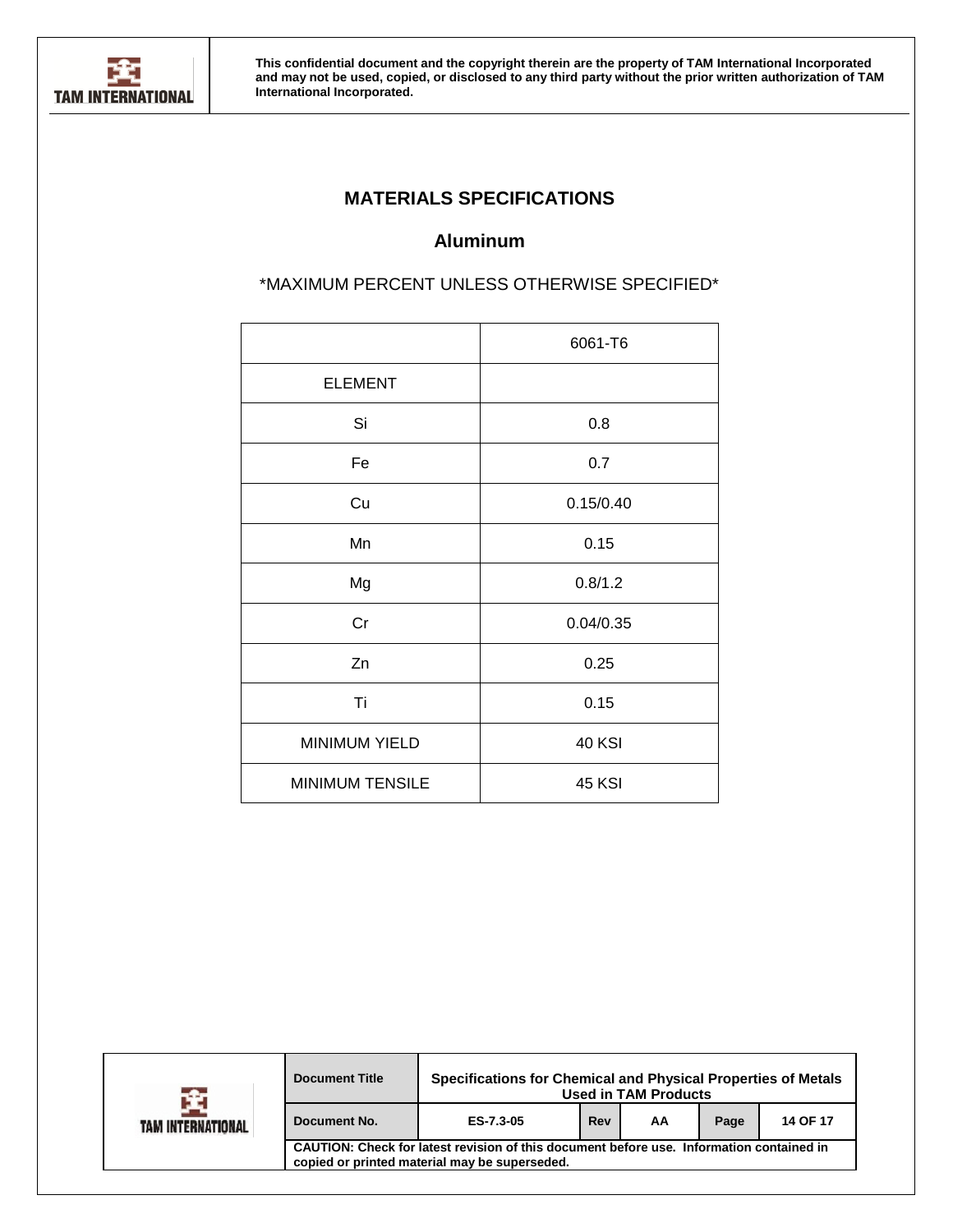# MATERIALS SPECIFICATIONS

## Aluminum

*MAXIMUM PERCENT UNLESS OTHERWISE SPECIFIED*

| | 6061-T6 |
|---|---|
| ELEMENT | |
| Si | 0.8 |
| Fe | 0.7 |
| Cu | 0.15/0.40 |
| Mn | 0.15 |
| Mg | 0.8/1.2 |
| Cr | 0.04/0.35 |
| Zn | 0.25 |
| Ti | 0.15 |
| MINIMUM YIELD | 40 KSI |
| MINIMUM TENSILE | 45 KSI |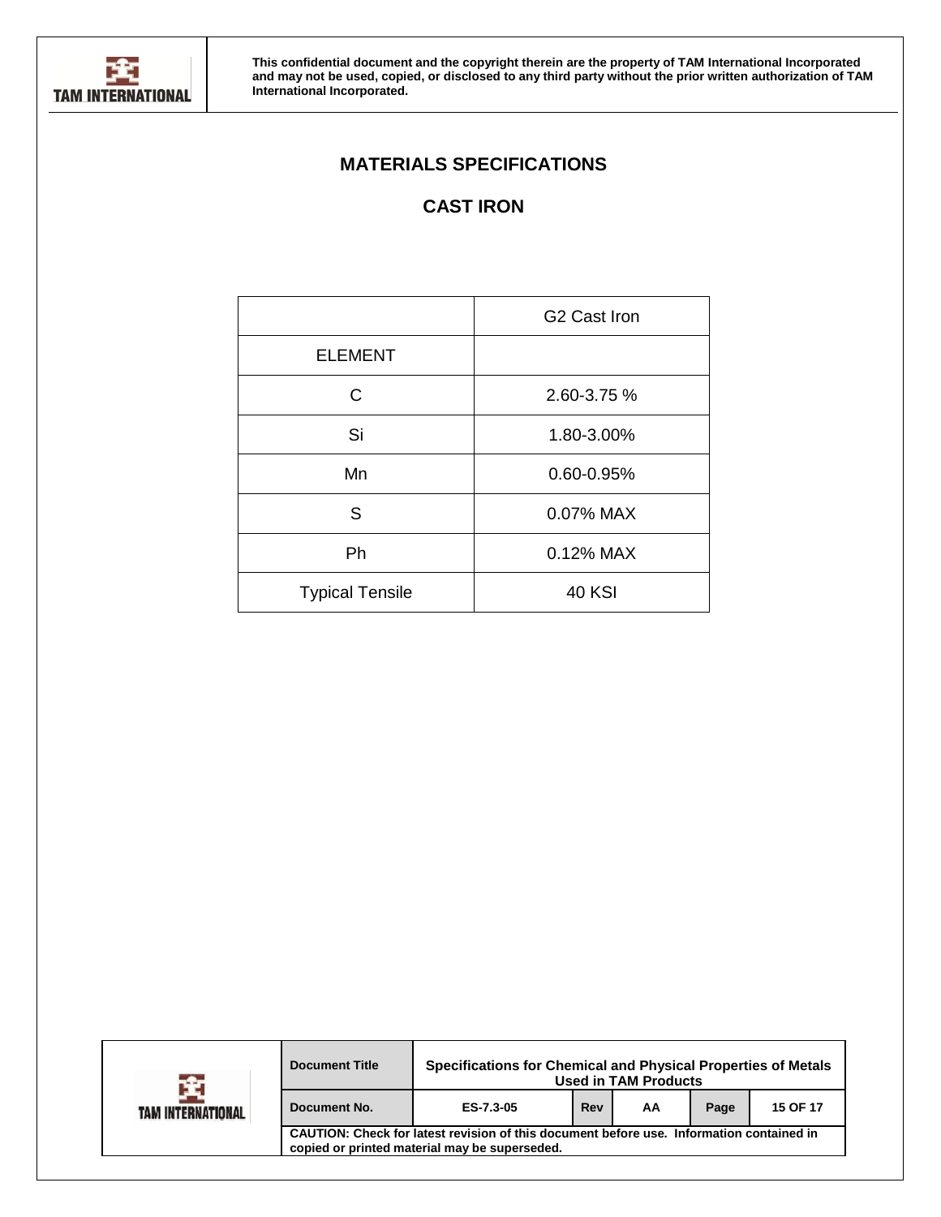# MATERIALS SPECIFICATIONS

## CAST IRON

| | G2 Cast Iron |
|---|---|
| ELEMENT | |
| C | 2.60-3.75 % |
| Si | 1.80-3.00% |
| Mn | 0.60-0.95% |
| S | 0.07% MAX |
| Ph | 0.12% MAX |
| Typical Tensile | 40 KSI |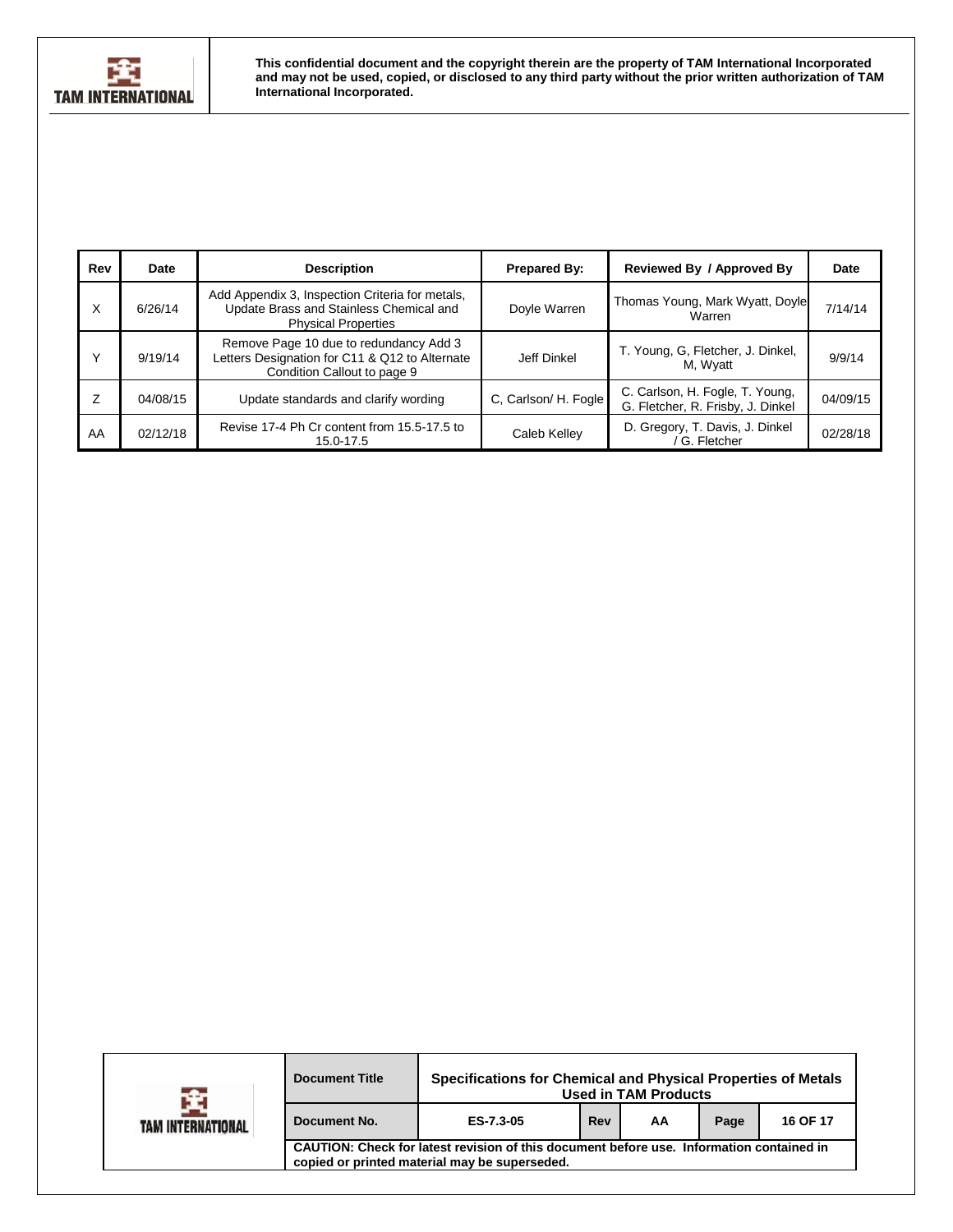| Rev | Date | Description | Prepared By: | Reviewed By / Approved By | Date |
|---|---|---|---|---|---|
| X | 6/26/14 | Add Appendix 3, Inspection Criteria for metals, Update Brass and Stainless Chemical and Physical Properties | Doyle Warren | Thomas Young, Mark Wyatt, Doyle Warren | 7/14/14 |
| Y | 9/19/14 | Remove Page 10 due to redundancy Add 3 Letters Designation for C11 & Q12 to Alternate Condition Callout to page 9 | Jeff Dinkel | T. Young, G, Fletcher, J. Dinkel, M, Wyatt | 9/9/14 |
| Z | 04/08/15 | Update standards and clarify wording | C, Carlson/ H. Fogle | C. Carlson, H. Fogle, T. Young, G. Fletcher, R. Frisby, J. Dinkel | 04/09/15 |
| AA | 02/12/18 | Revise 17-4 Ph Cr content from 15.5-17.5 to 15.0-17.5 | Caleb Kelley | D. Gregory, T. Davis, J. Dinkel / G. Fletcher | 02/28/18 |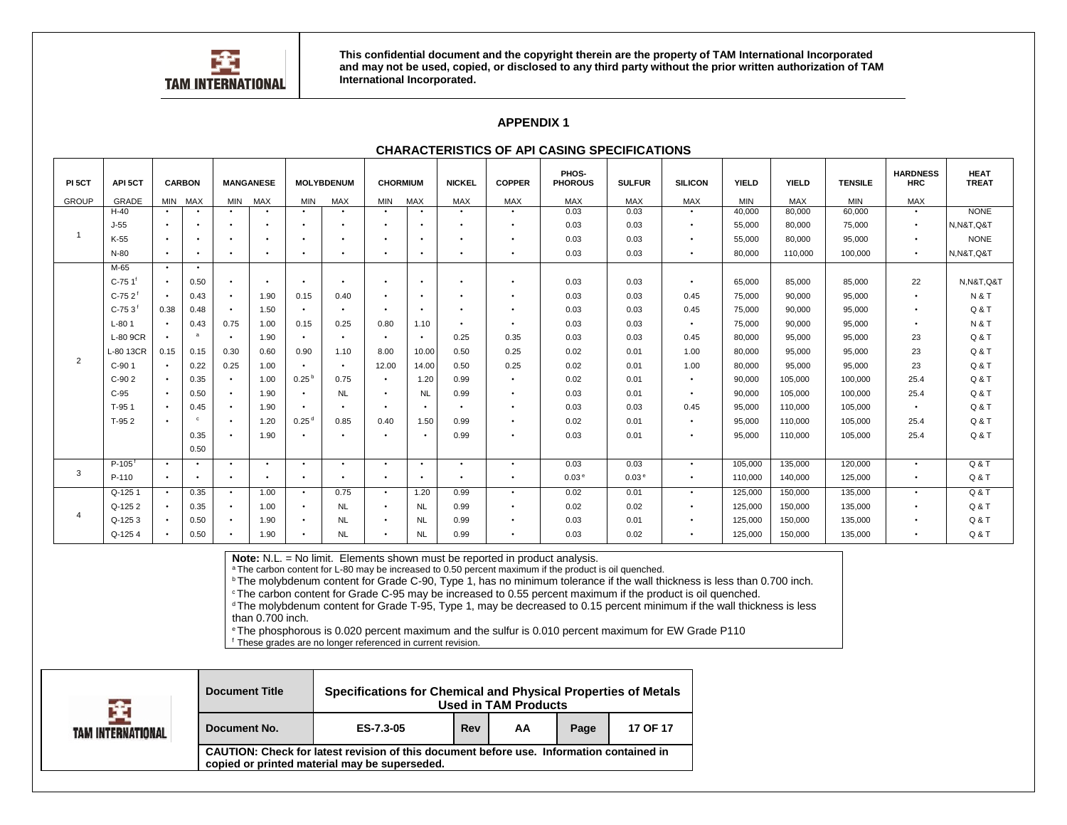This confidential document and the copyright therein are the property of TAM International Incorporated and may not be used, copied, or disclosed to any third party without the prior written authorization of TAM International Incorporated.

## APPENDIX 1

### CHARACTERISTICS OF API CASING SPECIFICATIONS

| PI 5CT | API 5CT | CARBON | | MANGANESE | | MOLYBDENUM | | CHORMIUM | | NICKEL | COPPER | PHOS-PHOROUS | SULFUR | SILICON | YIELD | YIELD | TENSILE | HARDNESS HRC | HEAT TREAT |
|---|---|---|---|---|---|---|---|---|---|---|---|---|---|---|---|---|---|---|---|
| GROUP | GRADE | MIN | MAX | MIN | MAX | MIN | MAX | MIN | MAX | MAX | MAX | MAX | MAX | MAX | MIN | MAX | MIN | MAX | |
| 1 | H-40 | • | • | • | • | • | • | • | • | • | • | 0.03 | 0.03 | • | 40,000 | 80,000 | 60,000 | • | NONE |
| | J-55 | • | • | • | • | • | • | • | • | • | • | 0.03 | 0.03 | • | 55,000 | 80,000 | 75,000 | • | N,N&T,Q&T |
| | K-55 | • | • | • | • | • | • | • | • | • | • | 0.03 | 0.03 | • | 55,000 | 80,000 | 95,000 | • | NONE |
| | N-80 | • | • | • | • | • | • | • | • | • | • | 0.03 | 0.03 | • | 80,000 | 110,000 | 100,000 | • | N,N&T,Q&T |
| 2 | M-65 | • | • | | | | | | | | | | | | | | | | |
| | C-75 1[f] | • | 0.50 | • | • | • | • | • | • | • | • | 0.03 | 0.03 | • | 65,000 | 85,000 | 85,000 | 22 | N,N&T,Q&T |
| | C-75 2[f] | • | 0.43 | • | 1.90 | 0.15 | 0.40 | • | • | • | • | 0.03 | 0.03 | 0.45 | 75,000 | 90,000 | 95,000 | • | N & T |
| | C-75 3[f] | 0.38 | 0.48 | • | 1.50 | • | • | • | • | • | • | 0.03 | 0.03 | 0.45 | 75,000 | 90,000 | 95,000 | • | Q & T |
| | L-80 1 | • | 0.43 | 0.75 | 1.00 | 0.15 | 0.25 | 0.80 | 1.10 | • | • | 0.03 | 0.03 | • | 75,000 | 90,000 | 95,000 | • | N & T |
| | L-80 9CR | • | [a] | • | 1.90 | • | • | • | • | 0.25 | 0.35 | 0.03 | 0.03 | 0.45 | 80,000 | 95,000 | 95,000 | 23 | Q & T |
| | L-80 13CR | 0.15 | 0.15 | 0.30 | 0.60 | 0.90 | 1.10 | 8.00 | 10.00 | 0.50 | 0.25 | 0.02 | 0.01 | 1.00 | 80,000 | 95,000 | 95,000 | 23 | Q & T |
| | C-90 1 | • | 0.22 | 0.25 | 1.00 | • | • | 12.00 | 14.00 | 0.50 | 0.25 | 0.02 | 0.01 | 1.00 | 80,000 | 95,000 | 95,000 | 23 | Q & T |
| | C-90 2 | • | 0.35 | • | 1.00 | 0.25[b] | 0.75 | • | 1.20 | 0.99 | • | 0.02 | 0.01 | • | 90,000 | 105,000 | 100,000 | 25.4 | Q & T |
| | C-95 | • | 0.50 | • | 1.90 | • | NL | • | NL | 0.99 | • | 0.03 | 0.01 | • | 90,000 | 105,000 | 100,000 | 25.4 | Q & T |
| | T-95 1 | • | 0.45 | • | 1.90 | • | • | • | • | • | • | 0.03 | 0.03 | 0.45 | 95,000 | 110,000 | 105,000 | • | Q & T |
| | T-95 2 | • | [c] | • | 1.20 | 0.25[d] | 0.85 | 0.40 | 1.50 | 0.99 | • | 0.02 | 0.01 | • | 95,000 | 110,000 | 105,000 | 25.4 | Q & T |
| | | | 0.35 | • | 1.90 | • | • | • | • | 0.99 | • | 0.03 | 0.01 | • | 95,000 | 110,000 | 105,000 | 25.4 | Q & T |
| | | | 0.50 | | | | | | | | | | | | | | | | |
| 3 | P-105[f] | • | • | • | • | • | • | • | • | • | • | 0.03 | 0.03 | • | 105,000 | 135,000 | 120,000 | • | Q & T |
| | P-110 | • | • | • | • | • | • | • | • | • | • | 0.03[e] | 0.03[e] | • | 110,000 | 140,000 | 125,000 | • | Q & T |
| 4 | Q-125 1 | • | 0.35 | • | 1.00 | • | 0.75 | • | 1.20 | 0.99 | • | 0.02 | 0.01 | • | 125,000 | 150,000 | 135,000 | • | Q & T |
| | Q-125 2 | • | 0.35 | • | 1.00 | • | NL | • | NL | 0.99 | • | 0.02 | 0.02 | • | 125,000 | 150,000 | 135,000 | • | Q & T |
| | Q-125 3 | • | 0.50 | • | 1.90 | • | NL | • | NL | 0.99 | • | 0.03 | 0.01 | • | 125,000 | 150,000 | 135,000 | • | Q & T |
| | Q-125 4 | • | 0.50 | • | 1.90 | • | NL | • | NL | 0.99 | • | 0.03 | 0.02 | • | 125,000 | 150,000 | 135,000 | • | Q & T |

**Note:** N.L. = No limit. Elements shown must be reported in product analysis.

[a] The carbon content for L-80 may be increased to 0.50 percent maximum if the product is oil quenched.

[b] The molybdenum content for Grade C-90, Type 1, has no minimum tolerance if the wall thickness is less than 0.700 inch.

[c] The carbon content for Grade C-95 may be increased to 0.55 percent maximum if the product is oil quenched.

[d] The molybdenum content for Grade T-95, Type 1, may be decreased to 0.15 percent minimum if the wall thickness is less than 0.700 inch.

[e] The phosphorous is 0.020 percent maximum and the sulfur is 0.010 percent maximum for EW Grade P110

[f] These grades are no longer referenced in current revision.

| Document Title | Specifications for Chemical and Physical Properties of Metals Used in TAM Products | | | | |
|---|---|---|---|---|---|
| Document No. | ES-7.3-05 | Rev | AA | Page | 17 OF 17 |

**CAUTION: Check for latest revision of this document before use. Information contained in copied or printed material may be superseded.**